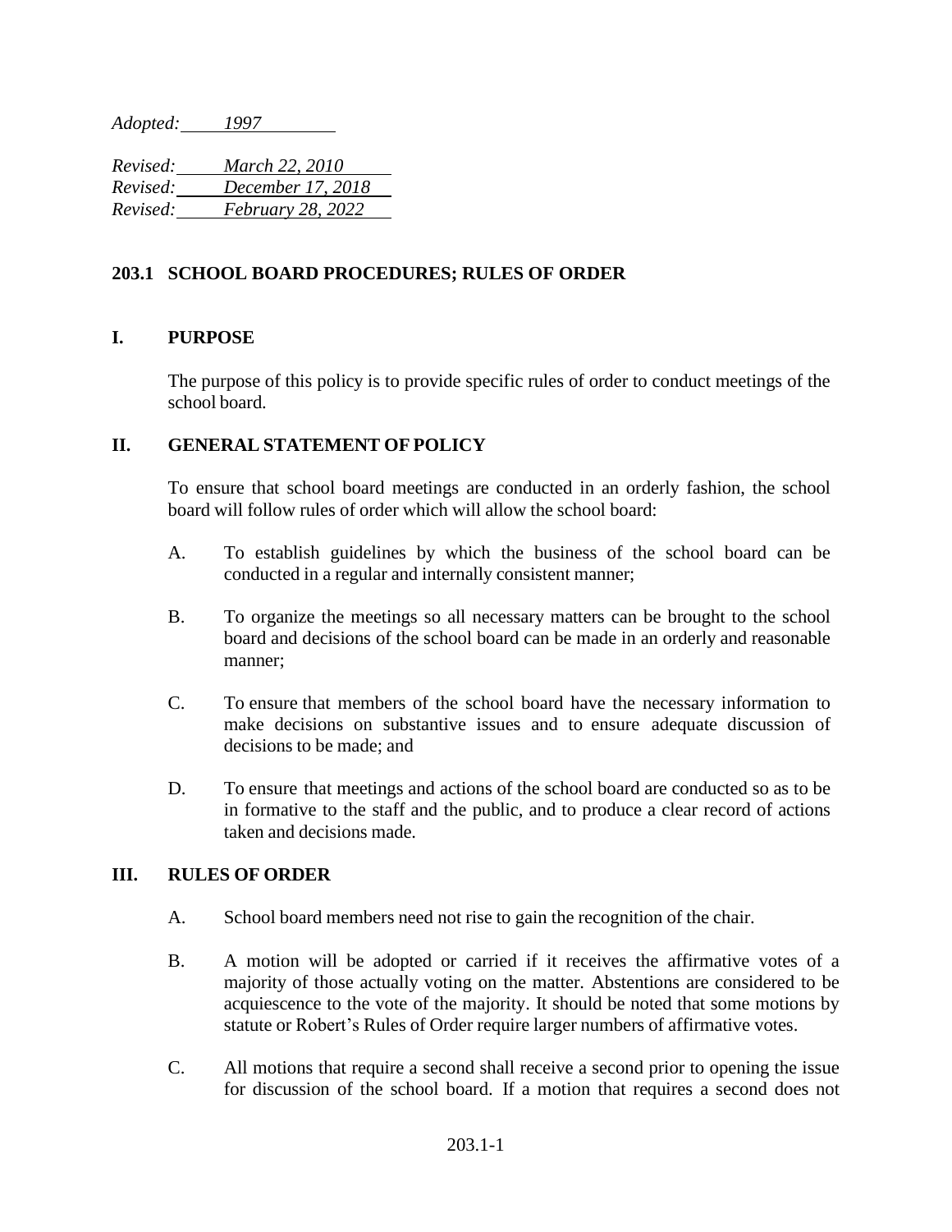*Adopted: 1997*

*Revised: March 22, 2010*
*Revised: December 17, 2018*
*Revised: February 28, 2022*

## 203.1 SCHOOL BOARD PROCEDURES; RULES OF ORDER

### I. PURPOSE

The purpose of this policy is to provide specific rules of order to conduct meetings of the school board.

### II. GENERAL STATEMENT OF POLICY

To ensure that school board meetings are conducted in an orderly fashion, the school board will follow rules of order which will allow the school board:

A. To establish guidelines by which the business of the school board can be conducted in a regular and internally consistent manner;

B. To organize the meetings so all necessary matters can be brought to the school board and decisions of the school board can be made in an orderly and reasonable manner;

C. To ensure that members of the school board have the necessary information to make decisions on substantive issues and to ensure adequate discussion of decisions to be made; and

D. To ensure that meetings and actions of the school board are conducted so as to be in formative to the staff and the public, and to produce a clear record of actions taken and decisions made.

### III. RULES OF ORDER

A. School board members need not rise to gain the recognition of the chair.

B. A motion will be adopted or carried if it receives the affirmative votes of a majority of those actually voting on the matter. Abstentions are considered to be acquiescence to the vote of the majority. It should be noted that some motions by statute or Robert's Rules of Order require larger numbers of affirmative votes.

C. All motions that require a second shall receive a second prior to opening the issue for discussion of the school board. If a motion that requires a second does not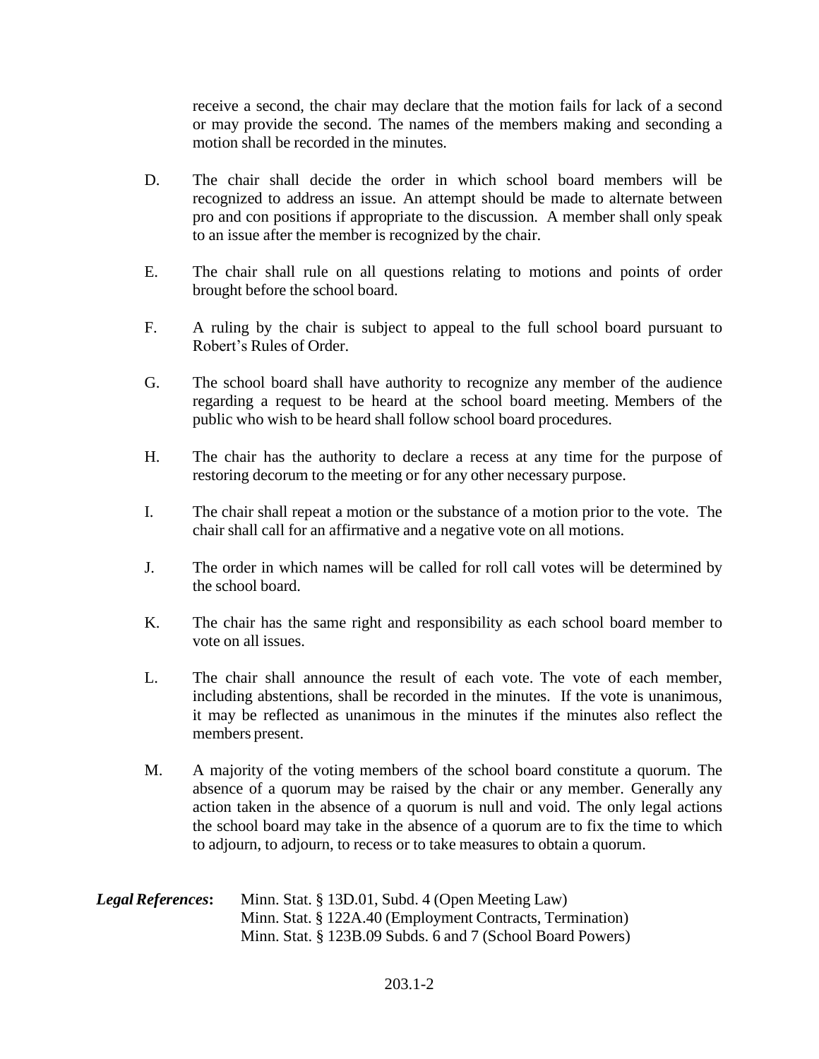receive a second, the chair may declare that the motion fails for lack of a second or may provide the second. The names of the members making and seconding a motion shall be recorded in the minutes.

D. The chair shall decide the order in which school board members will be recognized to address an issue. An attempt should be made to alternate between pro and con positions if appropriate to the discussion. A member shall only speak to an issue after the member is recognized by the chair.

E. The chair shall rule on all questions relating to motions and points of order brought before the school board.

F. A ruling by the chair is subject to appeal to the full school board pursuant to Robert's Rules of Order.

G. The school board shall have authority to recognize any member of the audience regarding a request to be heard at the school board meeting. Members of the public who wish to be heard shall follow school board procedures.

H. The chair has the authority to declare a recess at any time for the purpose of restoring decorum to the meeting or for any other necessary purpose.

I. The chair shall repeat a motion or the substance of a motion prior to the vote. The chair shall call for an affirmative and a negative vote on all motions.

J. The order in which names will be called for roll call votes will be determined by the school board.

K. The chair has the same right and responsibility as each school board member to vote on all issues.

L. The chair shall announce the result of each vote. The vote of each member, including abstentions, shall be recorded in the minutes. If the vote is unanimous, it may be reflected as unanimous in the minutes if the minutes also reflect the members present.

M. A majority of the voting members of the school board constitute a quorum. The absence of a quorum may be raised by the chair or any member. Generally any action taken in the absence of a quorum is null and void. The only legal actions the school board may take in the absence of a quorum are to fix the time to which to adjourn, to adjourn, to recess or to take measures to obtain a quorum.

***Legal References*:** Minn. Stat. § 13D.01, Subd. 4 (Open Meeting Law)
Minn. Stat. § 122A.40 (Employment Contracts, Termination)
Minn. Stat. § 123B.09 Subds. 6 and 7 (School Board Powers)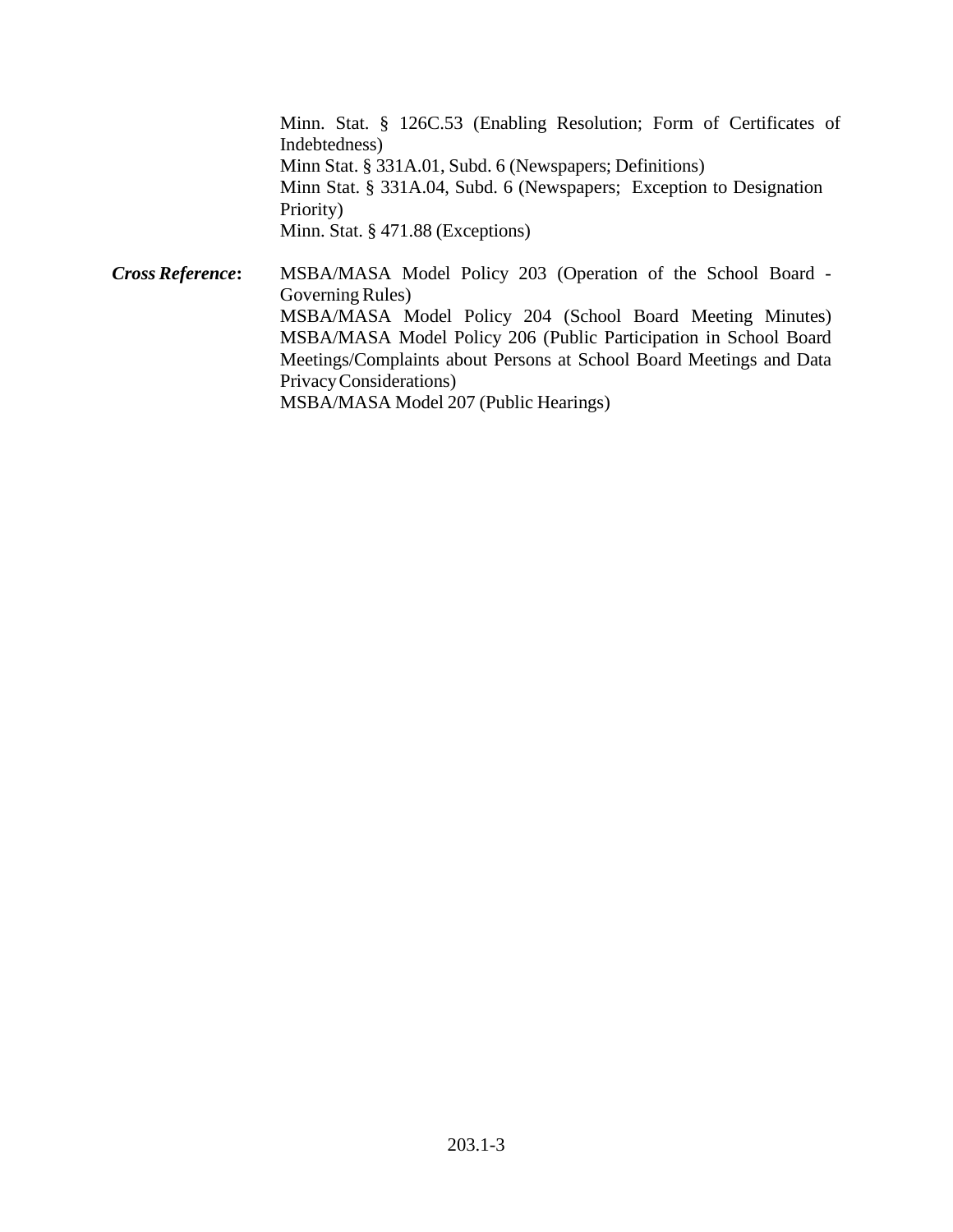Minn. Stat. § 126C.53 (Enabling Resolution; Form of Certificates of Indebtedness)
Minn Stat. § 331A.01, Subd. 6 (Newspapers; Definitions)
Minn Stat. § 331A.04, Subd. 6 (Newspapers; Exception to Designation Priority)
Minn. Stat. § 471.88 (Exceptions)

***Cross Reference*:** MSBA/MASA Model Policy 203 (Operation of the School Board - Governing Rules)
MSBA/MASA Model Policy 204 (School Board Meeting Minutes)
MSBA/MASA Model Policy 206 (Public Participation in School Board Meetings/Complaints about Persons at School Board Meetings and Data Privacy Considerations)
MSBA/MASA Model 207 (Public Hearings)